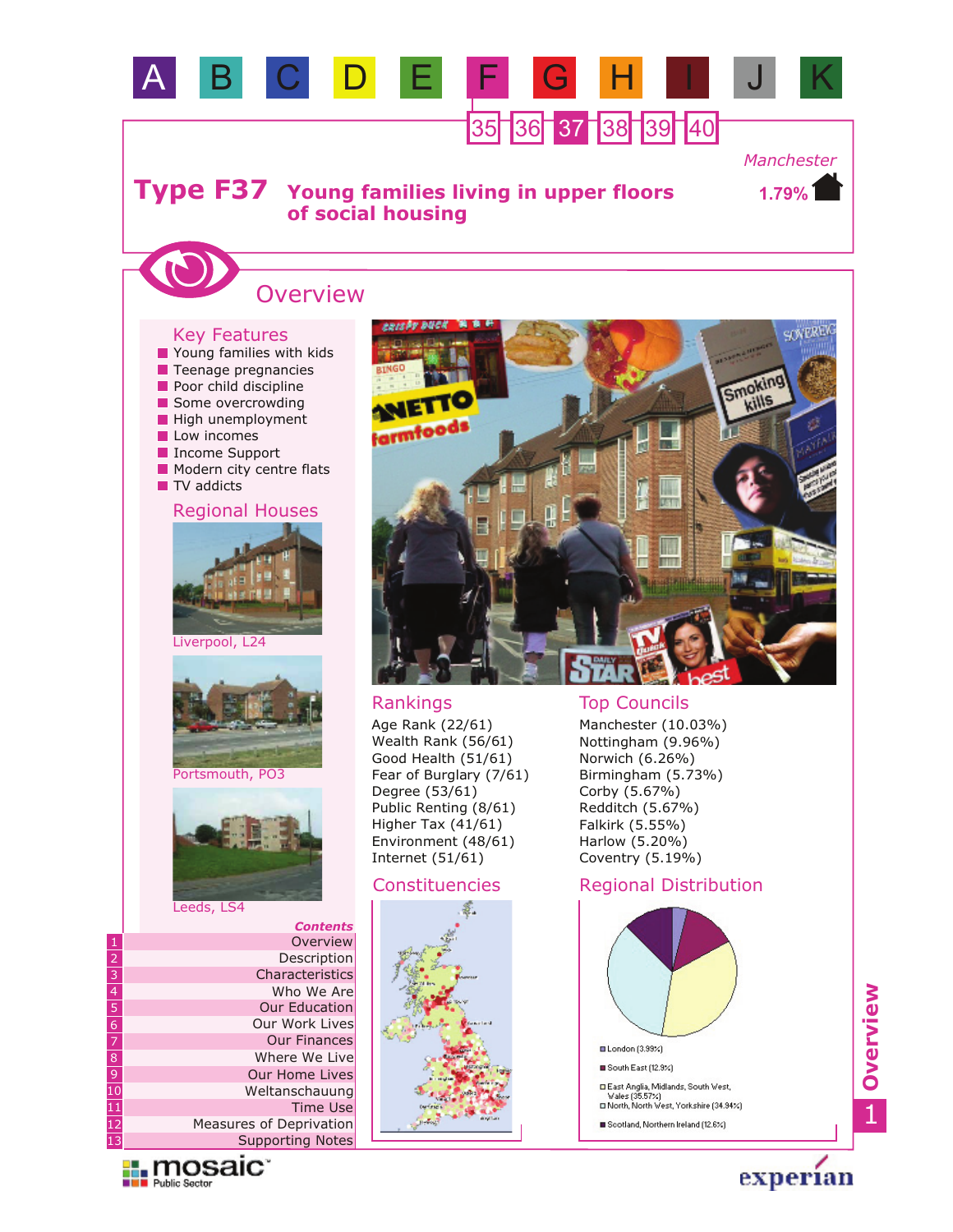A B C D E F G H I J K

35 36 37 38 39 40

# Type F37 Young families living in upper floors of social housing

Manchester 1.79%

## Overview

### Key Features

- Young families with kids
- Teenage pregnancies
- Poor child discipline
- Some overcrowding
- High unemployment
- Low incomes
- Income Support
- Modern city centre flats
- TV addicts

### Regional Houses

Liverpool, L24

Portsmouth, PO3

Leeds, LS4

### Rankings

Age Rank (22/61)
Wealth Rank (56/61)
Good Health (51/61)
Fear of Burglary (7/61)
Degree (53/61)
Public Renting (8/61)
Higher Tax (41/61)
Environment (48/61)
Internet (51/61)

### Top Councils

Manchester (10.03%)
Nottingham (9.96%)
Norwich (6.26%)
Birmingham (5.73%)
Corby (5.67%)
Redditch (5.67%)
Falkirk (5.55%)
Harlow (5.20%)
Coventry (5.19%)

### Constituencies

### Regional Distribution

- London (3.99%)
- South East (12.9%)
- East Anglia, Midlands, South West, Wales (35.57%)
- North, North West, Yorkshire (34.94%)
- Scotland, Northern Ireland (12.6%)

*Contents*

1. Overview
2. Description
3. Characteristics
4. Who We Are
5. Our Education
6. Our Work Lives
7. Our Finances
8. Where We Live
9. Our Home Lives
10. Weltanschauung
11. Time Use
12. Measures of Deprivation
13. Supporting Notes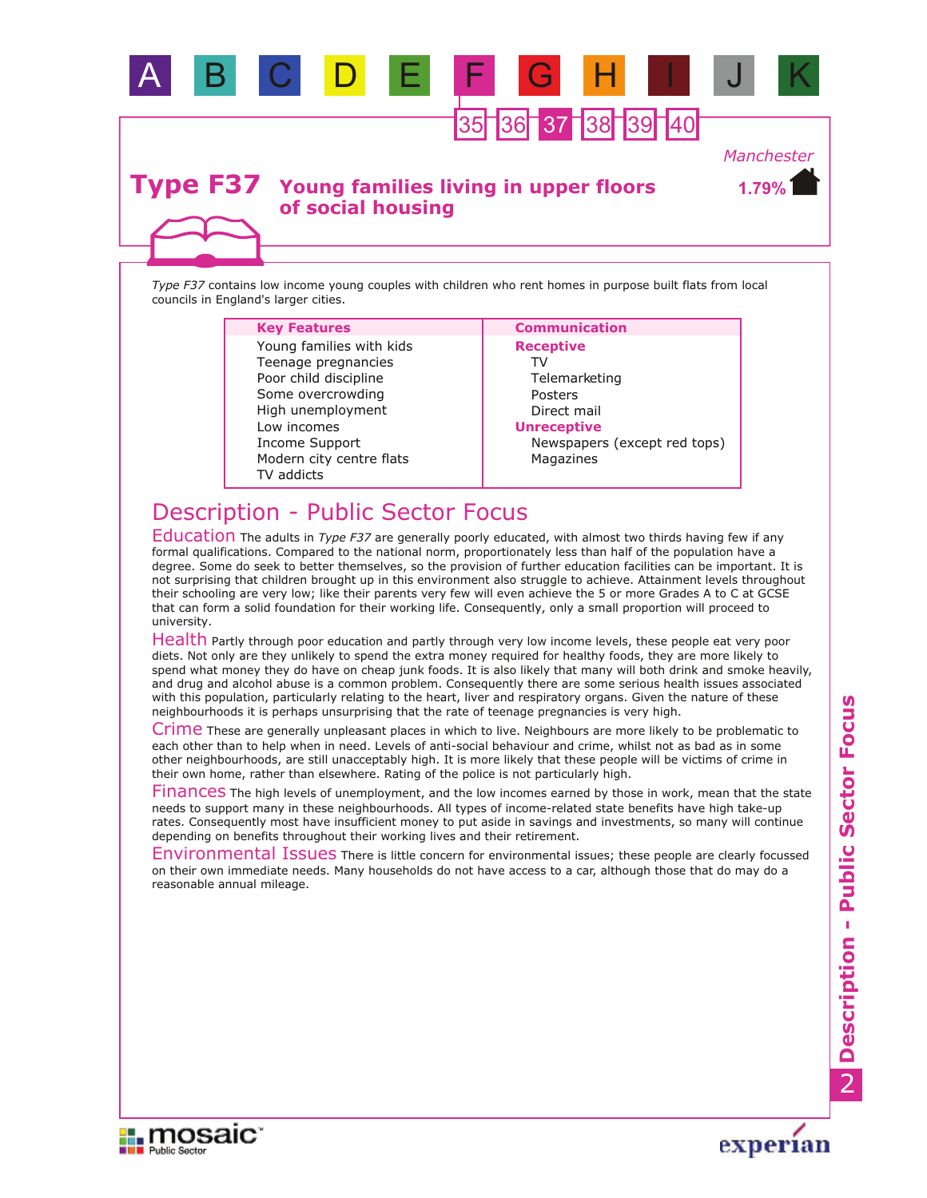# Type F37 Young families living in upper floors of social housing

*Manchester* **1.79%**

*Type F37* contains low income young couples with children who rent homes in purpose built flats from local councils in England's larger cities.

| Key Features | Communication |
|---|---|
| Young families with kids | **Receptive** |
| Teenage pregnancies | TV |
| Poor child discipline | Telemarketing |
| Some overcrowding | Posters |
| High unemployment | Direct mail |
| Low incomes | **Unreceptive** |
| Income Support | Newspapers (except red tops) |
| Modern city centre flats | Magazines |
| TV addicts | |

## Description - Public Sector Focus

**Education** The adults in *Type F37* are generally poorly educated, with almost two thirds having few if any formal qualifications. Compared to the national norm, proportionately less than half of the population have a degree. Some do seek to better themselves, so the provision of further education facilities can be important. It is not surprising that children brought up in this environment also struggle to achieve. Attainment levels throughout their schooling are very low; like their parents very few will even achieve the 5 or more Grades A to C at GCSE that can form a solid foundation for their working life. Consequently, only a small proportion will proceed to university.

**Health** Partly through poor education and partly through very low income levels, these people eat very poor diets. Not only are they unlikely to spend the extra money required for healthy foods, they are more likely to spend what money they do have on cheap junk foods. It is also likely that many will both drink and smoke heavily, and drug and alcohol abuse is a common problem. Consequently there are some serious health issues associated with this population, particularly relating to the heart, liver and respiratory organs. Given the nature of these neighbourhoods it is perhaps unsurprising that the rate of teenage pregnancies is very high.

**Crime** These are generally unpleasant places in which to live. Neighbours are more likely to be problematic to each other than to help when in need. Levels of anti-social behaviour and crime, whilst not as bad as in some other neighbourhoods, are still unacceptably high. It is more likely that these people will be victims of crime in their own home, rather than elsewhere. Rating of the police is not particularly high.

**Finances** The high levels of unemployment, and the low incomes earned by those in work, mean that the state needs to support many in these neighbourhoods. All types of income-related state benefits have high take-up rates. Consequently most have insufficient money to put aside in savings and investments, so many will continue depending on benefits throughout their working lives and their retirement.

**Environmental Issues** There is little concern for environmental issues; these people are clearly focussed on their own immediate needs. Many households do not have access to a car, although those that do may do a reasonable annual mileage.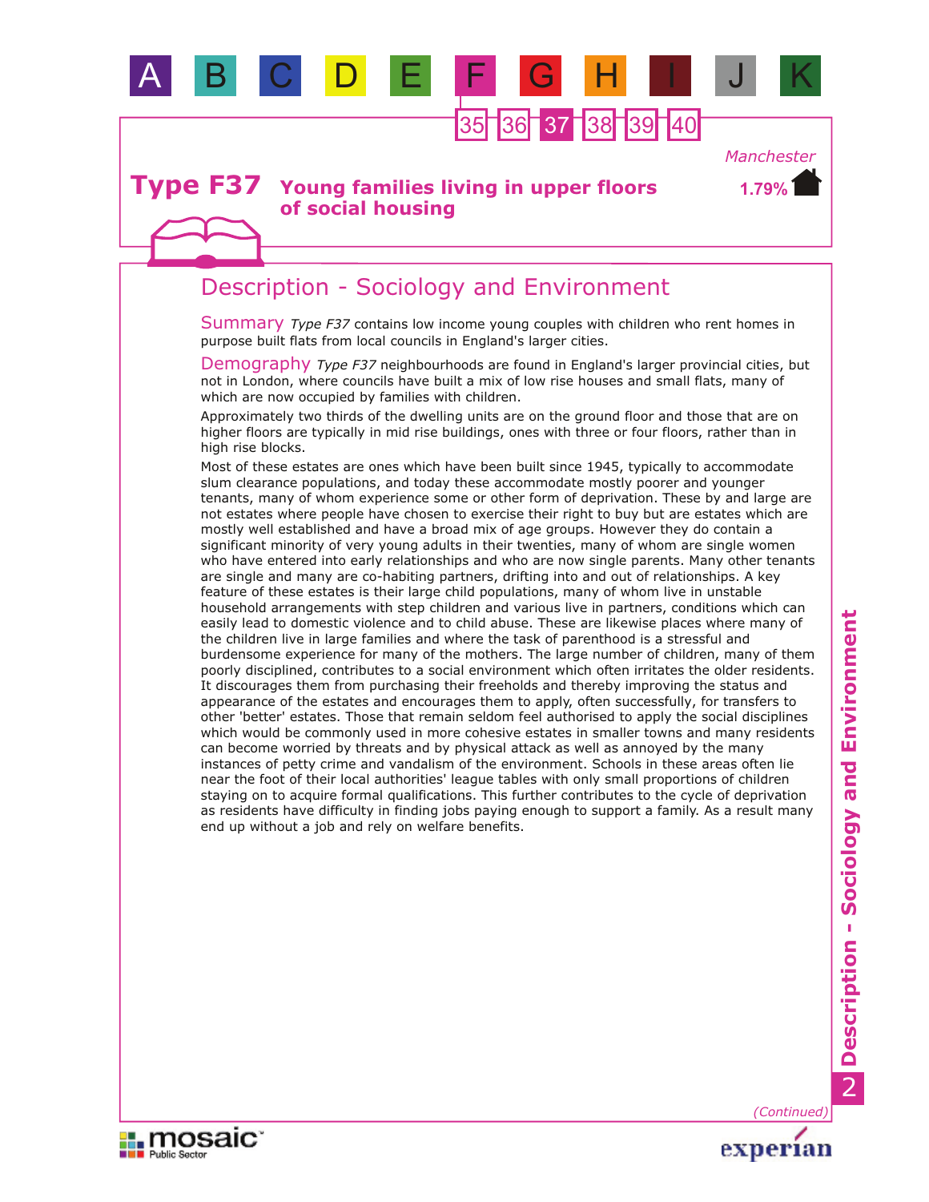# Type F37 Young families living in upper floors of social housing

Manchester

1.79%

## Description - Sociology and Environment

**Summary** *Type F37* contains low income young couples with children who rent homes in purpose built flats from local councils in England's larger cities.

**Demography** *Type F37* neighbourhoods are found in England's larger provincial cities, but not in London, where councils have built a mix of low rise houses and small flats, many of which are now occupied by families with children.

Approximately two thirds of the dwelling units are on the ground floor and those that are on higher floors are typically in mid rise buildings, ones with three or four floors, rather than in high rise blocks.

Most of these estates are ones which have been built since 1945, typically to accommodate slum clearance populations, and today these accommodate mostly poorer and younger tenants, many of whom experience some or other form of deprivation. These by and large are not estates where people have chosen to exercise their right to buy but are estates which are mostly well established and have a broad mix of age groups. However they do contain a significant minority of very young adults in their twenties, many of whom are single women who have entered into early relationships and who are now single parents. Many other tenants are single and many are co-habiting partners, drifting into and out of relationships. A key feature of these estates is their large child populations, many of whom live in unstable household arrangements with step children and various live in partners, conditions which can easily lead to domestic violence and to child abuse. These are likewise places where many of the children live in large families and where the task of parenthood is a stressful and burdensome experience for many of the mothers. The large number of children, many of them poorly disciplined, contributes to a social environment which often irritates the older residents. It discourages them from purchasing their freeholds and thereby improving the status and appearance of the estates and encourages them to apply, often successfully, for transfers to other 'better' estates. Those that remain seldom feel authorised to apply the social disciplines which would be commonly used in more cohesive estates in smaller towns and many residents can become worried by threats and by physical attack as well as annoyed by the many instances of petty crime and vandalism of the environment. Schools in these areas often lie near the foot of their local authorities' league tables with only small proportions of children staying on to acquire formal qualifications. This further contributes to the cycle of deprivation as residents have difficulty in finding jobs paying enough to support a family. As a result many end up without a job and rely on welfare benefits.

*(Continued)*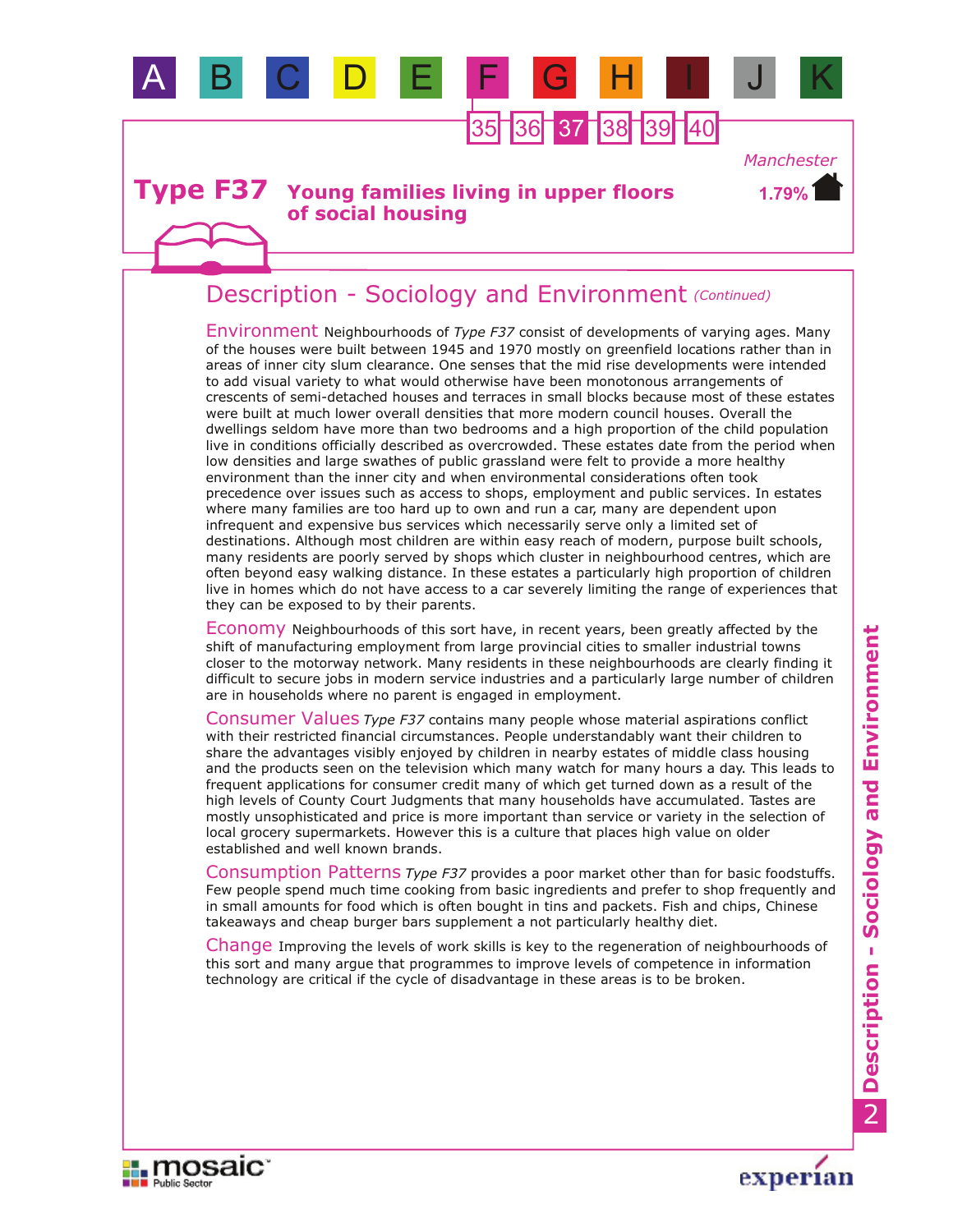# Type F37 Young families living in upper floors of social housing

Manchester
1.79%

## Description - Sociology and Environment *(Continued)*

**Environment** Neighbourhoods of *Type F37* consist of developments of varying ages. Many of the houses were built between 1945 and 1970 mostly on greenfield locations rather than in areas of inner city slum clearance. One senses that the mid rise developments were intended to add visual variety to what would otherwise have been monotonous arrangements of crescents of semi-detached houses and terraces in small blocks because most of these estates were built at much lower overall densities that more modern council houses. Overall the dwellings seldom have more than two bedrooms and a high proportion of the child population live in conditions officially described as overcrowded. These estates date from the period when low densities and large swathes of public grassland were felt to provide a more healthy environment than the inner city and when environmental considerations often took precedence over issues such as access to shops, employment and public services. In estates where many families are too hard up to own and run a car, many are dependent upon infrequent and expensive bus services which necessarily serve only a limited set of destinations. Although most children are within easy reach of modern, purpose built schools, many residents are poorly served by shops which cluster in neighbourhood centres, which are often beyond easy walking distance. In these estates a particularly high proportion of children live in homes which do not have access to a car severely limiting the range of experiences that they can be exposed to by their parents.

**Economy** Neighbourhoods of this sort have, in recent years, been greatly affected by the shift of manufacturing employment from large provincial cities to smaller industrial towns closer to the motorway network. Many residents in these neighbourhoods are clearly finding it difficult to secure jobs in modern service industries and a particularly large number of children are in households where no parent is engaged in employment.

**Consumer Values** *Type F37* contains many people whose material aspirations conflict with their restricted financial circumstances. People understandably want their children to share the advantages visibly enjoyed by children in nearby estates of middle class housing and the products seen on the television which many watch for many hours a day. This leads to frequent applications for consumer credit many of which get turned down as a result of the high levels of County Court Judgments that many households have accumulated. Tastes are mostly unsophisticated and price is more important than service or variety in the selection of local grocery supermarkets. However this is a culture that places high value on older established and well known brands.

**Consumption Patterns** *Type F37* provides a poor market other than for basic foodstuffs. Few people spend much time cooking from basic ingredients and prefer to shop frequently and in small amounts for food which is often bought in tins and packets. Fish and chips, Chinese takeaways and cheap burger bars supplement a not particularly healthy diet.

**Change** Improving the levels of work skills is key to the regeneration of neighbourhoods of this sort and many argue that programmes to improve levels of competence in information technology are critical if the cycle of disadvantage in these areas is to be broken.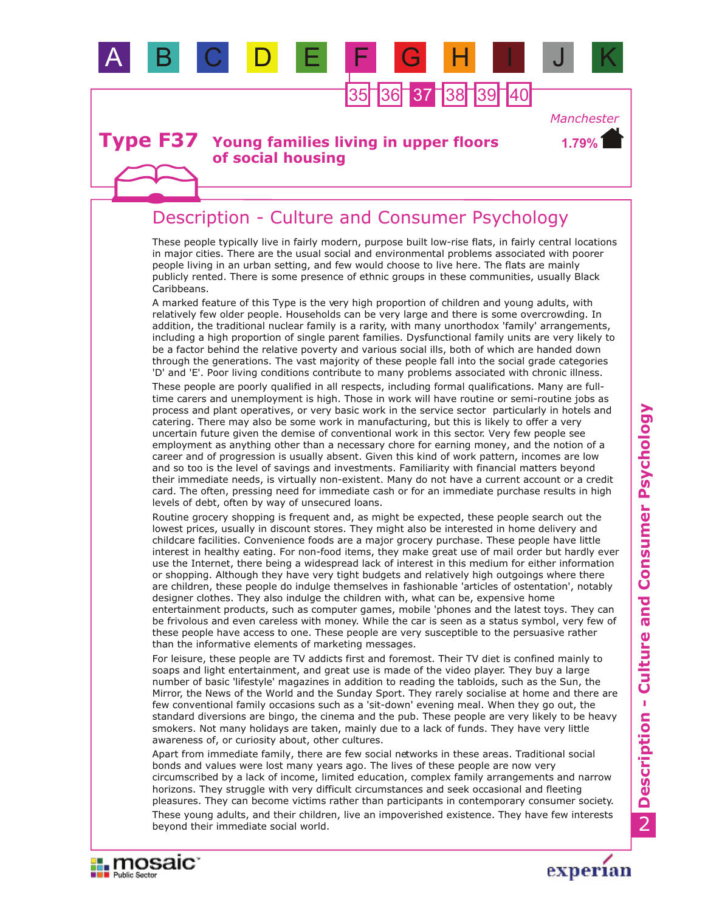A B C D E F G H I J K

35 36 37 38 39 40

*Manchester*

**1.79%**

# Type F37 Young families living in upper floors of social housing

## Description - Culture and Consumer Psychology

These people typically live in fairly modern, purpose built low-rise flats, in fairly central locations in major cities. There are the usual social and environmental problems associated with poorer people living in an urban setting, and few would choose to live here. The flats are mainly publicly rented. There is some presence of ethnic groups in these communities, usually Black Caribbeans.

A marked feature of this Type is the very high proportion of children and young adults, with relatively few older people. Households can be very large and there is some overcrowding. In addition, the traditional nuclear family is a rarity, with many unorthodox 'family' arrangements, including a high proportion of single parent families. Dysfunctional family units are very likely to be a factor behind the relative poverty and various social ills, both of which are handed down through the generations. The vast majority of these people fall into the social grade categories 'D' and 'E'. Poor living conditions contribute to many problems associated with chronic illness.

These people are poorly qualified in all respects, including formal qualifications. Many are full-time carers and unemployment is high. Those in work will have routine or semi-routine jobs as process and plant operatives, or very basic work in the service sector particularly in hotels and catering. There may also be some work in manufacturing, but this is likely to offer a very uncertain future given the demise of conventional work in this sector. Very few people see employment as anything other than a necessary chore for earning money, and the notion of a career and of progression is usually absent. Given this kind of work pattern, incomes are low and so too is the level of savings and investments. Familiarity with financial matters beyond their immediate needs, is virtually non-existent. Many do not have a current account or a credit card. The often, pressing need for immediate cash or for an immediate purchase results in high levels of debt, often by way of unsecured loans.

Routine grocery shopping is frequent and, as might be expected, these people search out the lowest prices, usually in discount stores. They might also be interested in home delivery and childcare facilities. Convenience foods are a major grocery purchase. These people have little interest in healthy eating. For non-food items, they make great use of mail order but hardly ever use the Internet, there being a widespread lack of interest in this medium for either information or shopping. Although they have very tight budgets and relatively high outgoings where there are children, these people do indulge themselves in fashionable 'articles of ostentation', notably designer clothes. They also indulge the children with, what can be, expensive home entertainment products, such as computer games, mobile 'phones and the latest toys. They can be frivolous and even careless with money. While the car is seen as a status symbol, very few of these people have access to one. These people are very susceptible to the persuasive rather than the informative elements of marketing messages.

For leisure, these people are TV addicts first and foremost. Their TV diet is confined mainly to soaps and light entertainment, and great use is made of the video player. They buy a large number of basic 'lifestyle' magazines in addition to reading the tabloids, such as the Sun, the Mirror, the News of the World and the Sunday Sport. They rarely socialise at home and there are few conventional family occasions such as a 'sit-down' evening meal. When they go out, the standard diversions are bingo, the cinema and the pub. These people are very likely to be heavy smokers. Not many holidays are taken, mainly due to a lack of funds. They have very little awareness of, or curiosity about, other cultures.

Apart from immediate family, there are few social networks in these areas. Traditional social bonds and values were lost many years ago. The lives of these people are now very circumscribed by a lack of income, limited education, complex family arrangements and narrow horizons. They struggle with very difficult circumstances and seek occasional and fleeting pleasures. They can become victims rather than participants in contemporary consumer society.

These young adults, and their children, live an impoverished existence. They have few interests beyond their immediate social world.